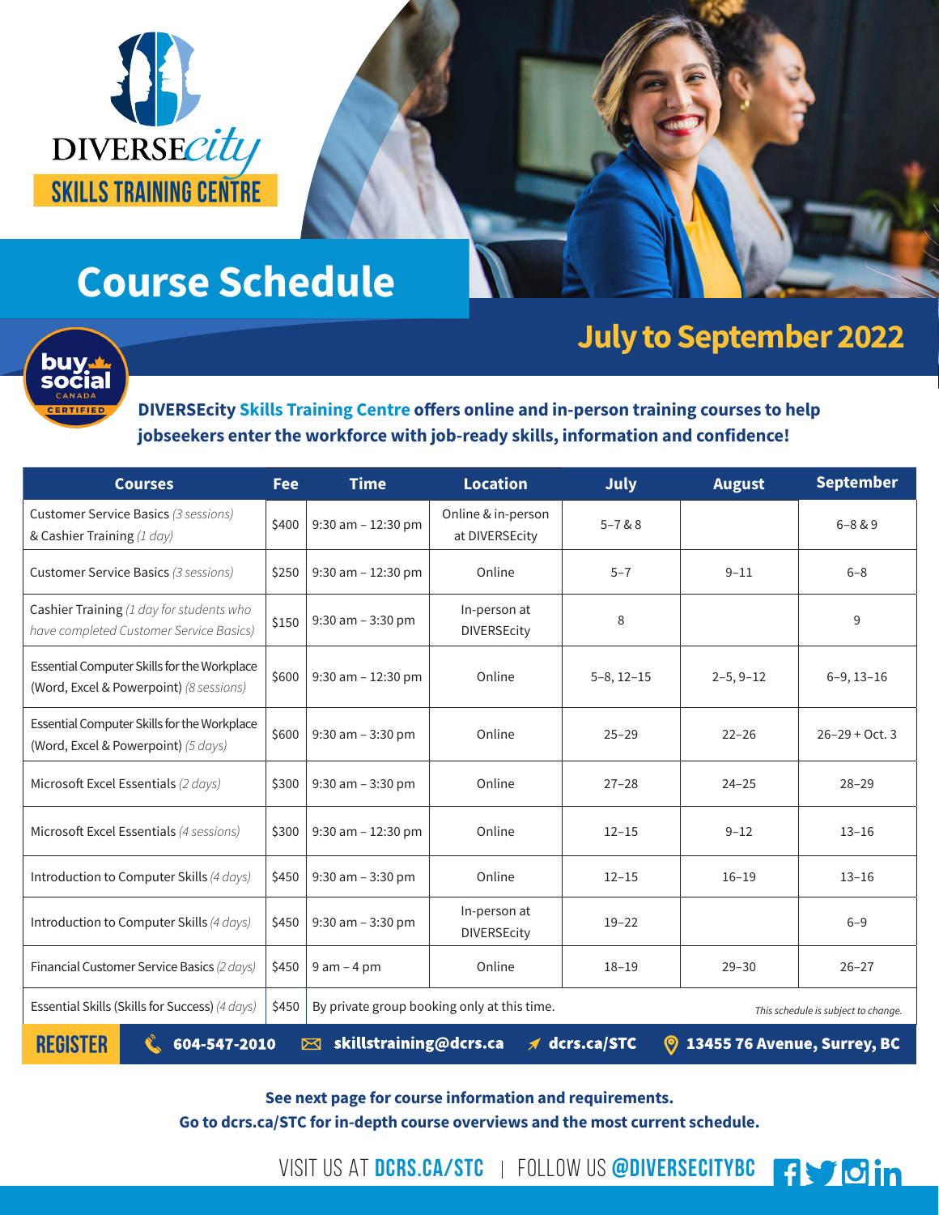DIVERSEcity

SKILLS TRAINING CENTRE

# Course Schedule

buy social CANADA CERTIFIED

## July to September 2022

**DIVERSEcity Skills Training Centre offers online and in-person training courses to help jobseekers enter the workforce with job-ready skills, information and confidence!**

| Courses | Fee | Time | Location | July | August | September |
|---|---|---|---|---|---|---|
| Customer Service Basics *(3 sessions)* & Cashier Training *(1 day)* | $400 | 9:30 am – 12:30 pm | Online & in-person at DIVERSEcity | 5–7 & 8 | | 6–8 & 9 |
| Customer Service Basics *(3 sessions)* | $250 | 9:30 am – 12:30 pm | Online | 5–7 | 9–11 | 6–8 |
| Cashier Training *(1 day for students who have completed Customer Service Basics)* | $150 | 9:30 am – 3:30 pm | In-person at DIVERSEcity | 8 | | 9 |
| Essential Computer Skills for the Workplace (Word, Excel & Powerpoint) *(8 sessions)* | $600 | 9:30 am – 12:30 pm | Online | 5–8, 12–15 | 2–5, 9–12 | 6–9, 13–16 |
| Essential Computer Skills for the Workplace (Word, Excel & Powerpoint) *(5 days)* | $600 | 9:30 am – 3:30 pm | Online | 25–29 | 22–26 | 26–29 + Oct. 3 |
| Microsoft Excel Essentials *(2 days)* | $300 | 9:30 am – 3:30 pm | Online | 27–28 | 24–25 | 28–29 |
| Microsoft Excel Essentials *(4 sessions)* | $300 | 9:30 am – 12:30 pm | Online | 12–15 | 9–12 | 13–16 |
| Introduction to Computer Skills *(4 days)* | $450 | 9:30 am – 3:30 pm | Online | 12–15 | 16–19 | 13–16 |
| Introduction to Computer Skills *(4 days)* | $450 | 9:30 am – 3:30 pm | In-person at DIVERSEcity | 19–22 | | 6–9 |
| Financial Customer Service Basics *(2 days)* | $450 | 9 am – 4 pm | Online | 18–19 | 29–30 | 26–27 |
| Essential Skills (Skills for Success) *(4 days)* | $450 | By private group booking only at this time. | | | | *This schedule is subject to change.* |

**REGISTER** 604-547-2010 | skillstraining@dcrs.ca | dcrs.ca/STC | 13455 76 Avenue, Surrey, BC

**See next page for course information and requirements.**
**Go to dcrs.ca/STC for in-depth course overviews and the most current schedule.**

VISIT US AT **DCRS.CA/STC** | FOLLOW US **@DIVERSECITYBC**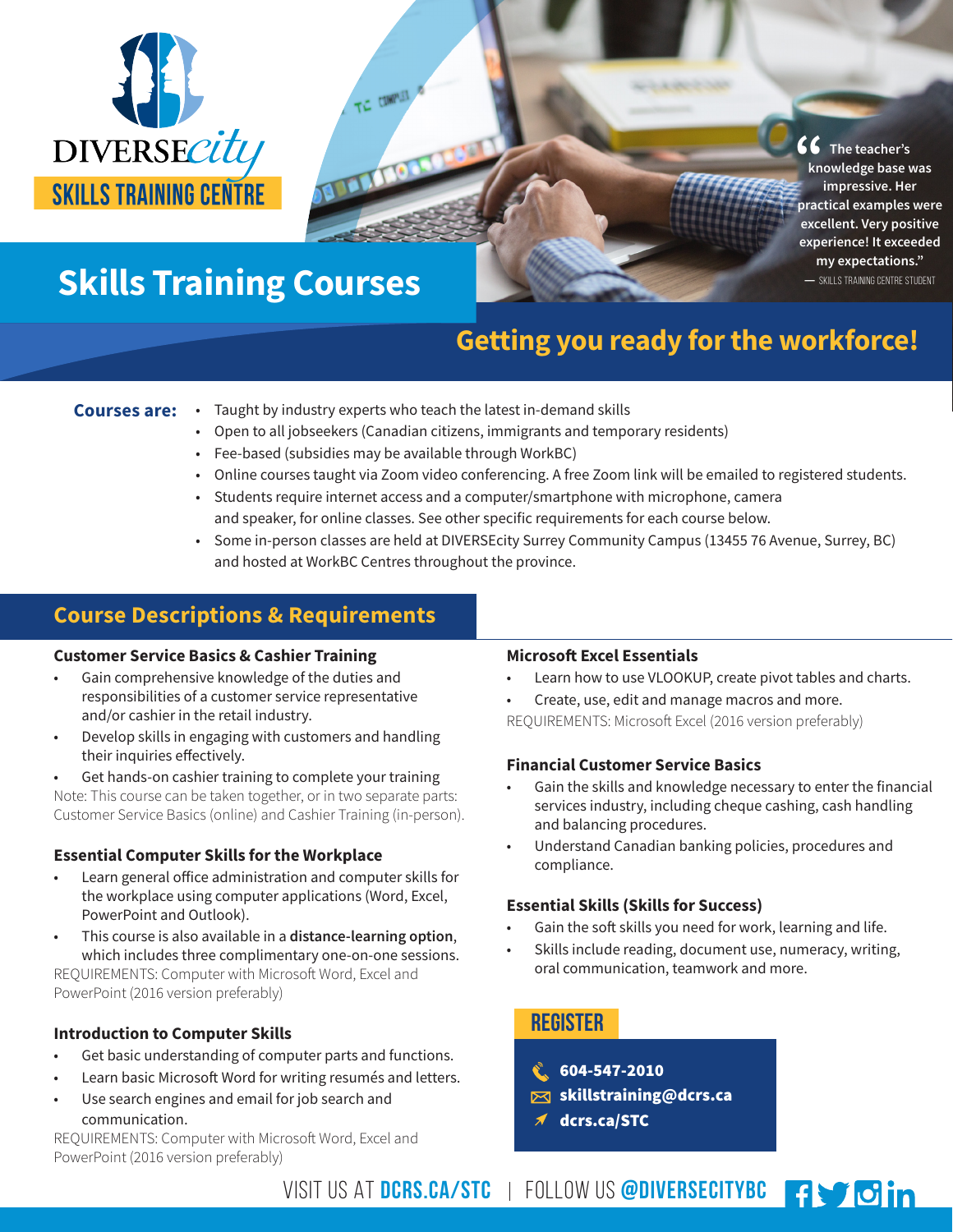DIVERSEcity

SKILLS TRAINING CENTRE

# Skills Training Courses

> "The teacher's knowledge base was impressive. Her practical examples were excellent. Very positive experience! It exceeded my expectations."
> — SKILLS TRAINING CENTRE STUDENT

## Getting you ready for the workforce!

**Courses are:**

- Taught by industry experts who teach the latest in-demand skills
- Open to all jobseekers (Canadian citizens, immigrants and temporary residents)
- Fee-based (subsidies may be available through WorkBC)
- Online courses taught via Zoom video conferencing. A free Zoom link will be emailed to registered students.
- Students require internet access and a computer/smartphone with microphone, camera and speaker, for online classes. See other specific requirements for each course below.
- Some in-person classes are held at DIVERSEcity Surrey Community Campus (13455 76 Avenue, Surrey, BC) and hosted at WorkBC Centres throughout the province.

## Course Descriptions & Requirements

### Customer Service Basics & Cashier Training

- Gain comprehensive knowledge of the duties and responsibilities of a customer service representative and/or cashier in the retail industry.
- Develop skills in engaging with customers and handling their inquiries effectively.
- Get hands-on cashier training to complete your training

Note: This course can be taken together, or in two separate parts: Customer Service Basics (online) and Cashier Training (in-person).

### Essential Computer Skills for the Workplace

- Learn general office administration and computer skills for the workplace using computer applications (Word, Excel, PowerPoint and Outlook).
- This course is also available in a **distance-learning option**, which includes three complimentary one-on-one sessions.

REQUIREMENTS: Computer with Microsoft Word, Excel and PowerPoint (2016 version preferably)

### Introduction to Computer Skills

- Get basic understanding of computer parts and functions.
- Learn basic Microsoft Word for writing resumés and letters.
- Use search engines and email for job search and communication.

REQUIREMENTS: Computer with Microsoft Word, Excel and PowerPoint (2016 version preferably)

### Microsoft Excel Essentials

- Learn how to use VLOOKUP, create pivot tables and charts.
- Create, use, edit and manage macros and more.

REQUIREMENTS: Microsoft Excel (2016 version preferably)

### Financial Customer Service Basics

- Gain the skills and knowledge necessary to enter the financial services industry, including cheque cashing, cash handling and balancing procedures.
- Understand Canadian banking policies, procedures and compliance.

### Essential Skills (Skills for Success)

- Gain the soft skills you need for work, learning and life.
- Skills include reading, document use, numeracy, writing, oral communication, teamwork and more.

### REGISTER

- **604-547-2010**
- **skillstraining@dcrs.ca**
- **dcrs.ca/STC**

VISIT US AT **DCRS.CA/STC** | FOLLOW US **@DIVERSECITYBC**